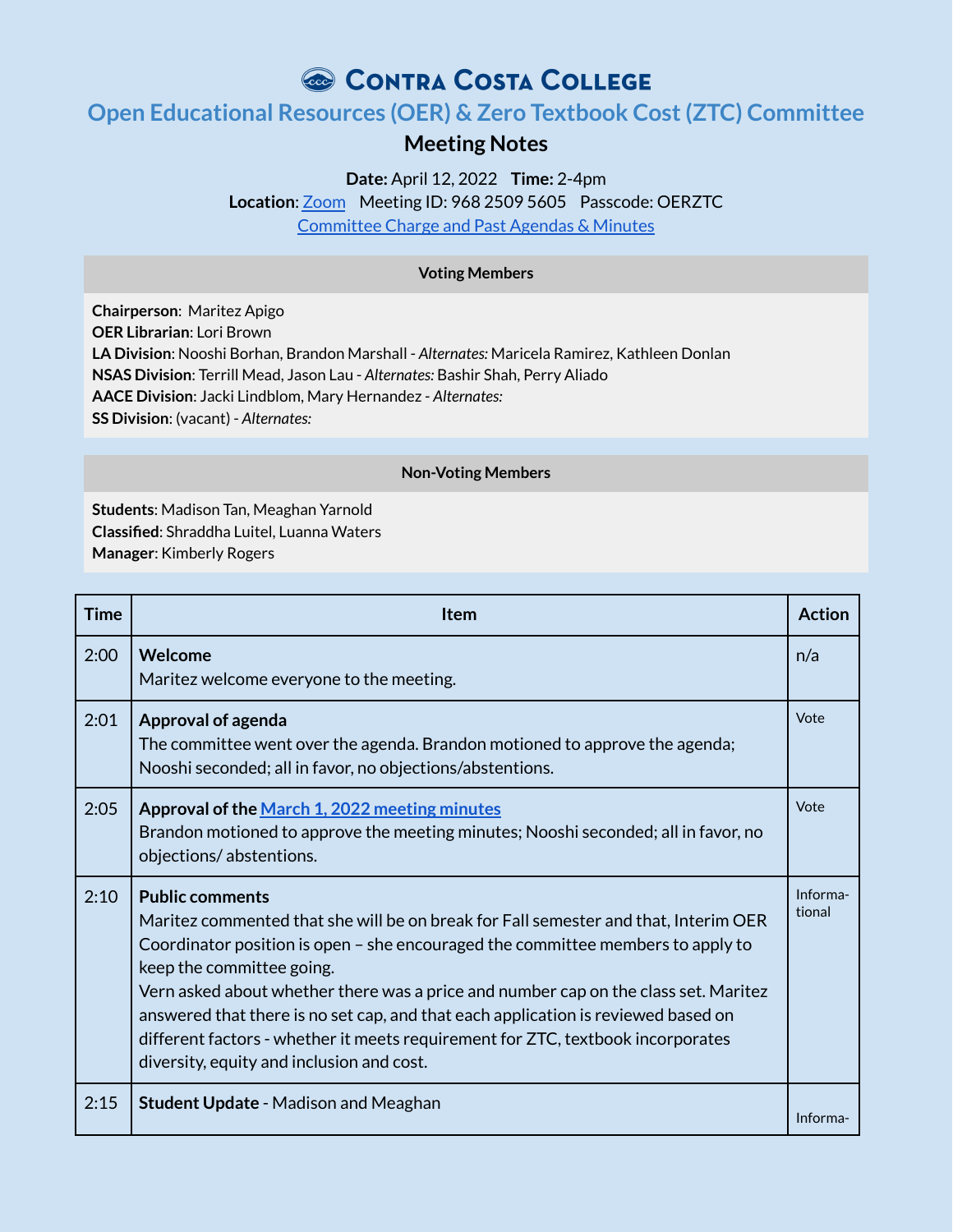# Contra Costa College

## Open Educational Resources (OER) & Zero Textbook Cost (ZTC) Committee

### Meeting Notes

**Date:** April 12, 2022 **Time:** 2-4pm
**Location**: Zoom Meeting ID: 968 2509 5605 Passcode: OERZTC
Committee Charge and Past Agendas & Minutes

| Voting Members |
|---|
| **Chairperson**: Maritez Apigo<br>**OER Librarian**: Lori Brown<br>**LA Division**: Nooshi Borhan, Brandon Marshall - *Alternates:* Maricela Ramirez, Kathleen Donlan<br>**NSAS Division**: Terrill Mead, Jason Lau - *Alternates:* Bashir Shah, Perry Aliado<br>**AACE Division**: Jacki Lindblom, Mary Hernandez - *Alternates:*<br>**SS Division**: (vacant) - *Alternates:* |

| Non-Voting Members |
|---|
| **Students**: Madison Tan, Meaghan Yarnold<br>**Classified**: Shraddha Luitel, Luanna Waters<br>**Manager**: Kimberly Rogers |

| Time | Item | Action |
|---|---|---|
| 2:00 | **Welcome**<br>Maritez welcome everyone to the meeting. | n/a |
| 2:01 | **Approval of agenda**<br>The committee went over the agenda. Brandon motioned to approve the agenda; Nooshi seconded; all in favor, no objections/abstentions. | Vote |
| 2:05 | **Approval of the March 1, 2022 meeting minutes**<br>Brandon motioned to approve the meeting minutes; Nooshi seconded; all in favor, no objections/ abstentions. | Vote |
| 2:10 | **Public comments**<br>Maritez commented that she will be on break for Fall semester and that, Interim OER Coordinator position is open – she encouraged the committee members to apply to keep the committee going.<br>Vern asked about whether there was a price and number cap on the class set. Maritez answered that there is no set cap, and that each application is reviewed based on different factors - whether it meets requirement for ZTC, textbook incorporates diversity, equity and inclusion and cost. | Informa-tional |
| 2:15 | **Student Update** - Madison and Meaghan | Informa- |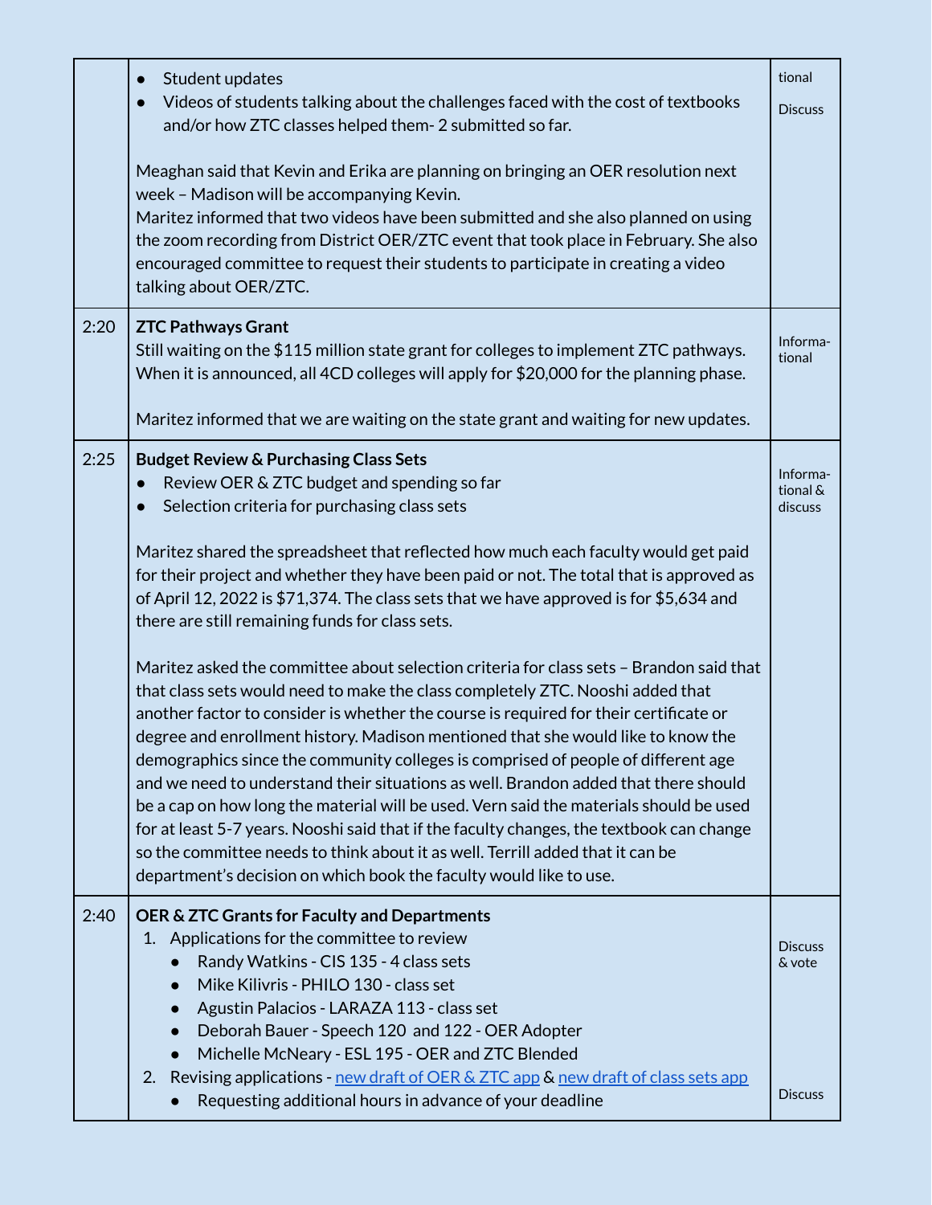| | | |
|---|---|---|
| | • Student updates<br>• Videos of students talking about the challenges faced with the cost of textbooks and/or how ZTC classes helped them- 2 submitted so far.<br><br>Meaghan said that Kevin and Erika are planning on bringing an OER resolution next week – Madison will be accompanying Kevin.<br>Maritez informed that two videos have been submitted and she also planned on using the zoom recording from District OER/ZTC event that took place in February. She also encouraged committee to request their students to participate in creating a video talking about OER/ZTC. | tional<br><br>Discuss |
| 2:20 | **ZTC Pathways Grant**<br>Still waiting on the $115 million state grant for colleges to implement ZTC pathways. When it is announced, all 4CD colleges will apply for $20,000 for the planning phase.<br><br>Maritez informed that we are waiting on the state grant and waiting for new updates. | Informa-tional |
| 2:25 | **Budget Review & Purchasing Class Sets**<br>• Review OER & ZTC budget and spending so far<br>• Selection criteria for purchasing class sets<br><br>Maritez shared the spreadsheet that reflected how much each faculty would get paid for their project and whether they have been paid or not. The total that is approved as of April 12, 2022 is $71,374. The class sets that we have approved is for $5,634 and there are still remaining funds for class sets.<br><br>Maritez asked the committee about selection criteria for class sets – Brandon said that that class sets would need to make the class completely ZTC. Nooshi added that another factor to consider is whether the course is required for their certificate or degree and enrollment history. Madison mentioned that she would like to know the demographics since the community colleges is comprised of people of different age and we need to understand their situations as well. Brandon added that there should be a cap on how long the material will be used. Vern said the materials should be used for at least 5-7 years. Nooshi said that if the faculty changes, the textbook can change so the committee needs to think about it as well. Terrill added that it can be department's decision on which book the faculty would like to use. | Informa-tional & discuss |
| 2:40 | **OER & ZTC Grants for Faculty and Departments**<br>1. Applications for the committee to review<br>• Randy Watkins - CIS 135 - 4 class sets<br>• Mike Kilivris - PHILO 130 - class set<br>• Agustin Palacios - LARAZA 113 - class set<br>• Deborah Bauer - Speech 120 and 122 - OER Adopter<br>• Michelle McNeary - ESL 195 - OER and ZTC Blended<br>2. Revising applications - [new draft of OER & ZTC app]() & [new draft of class sets app]()<br>• Requesting additional hours in advance of your deadline | Discuss & vote<br><br><br><br><br><br>Discuss |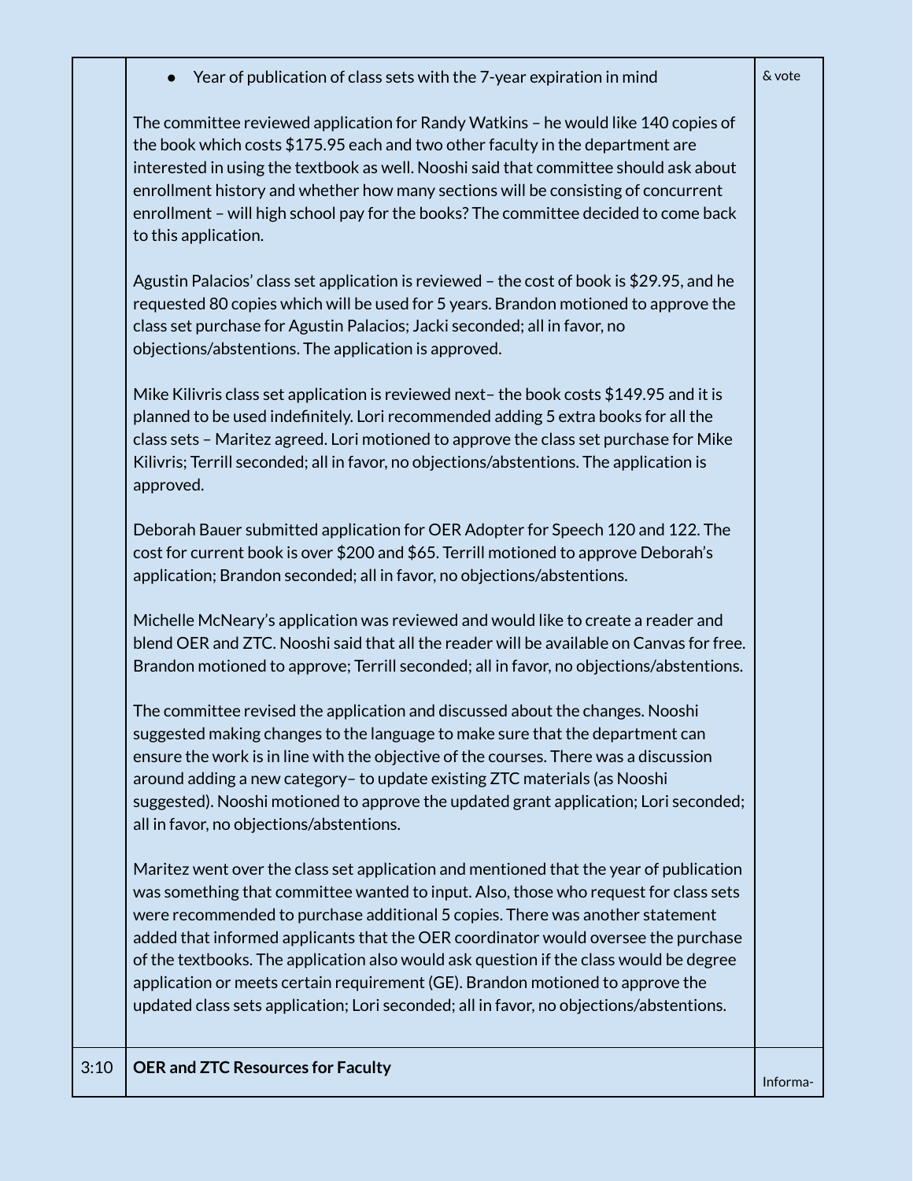| | | |
|---|---|---|
| | • Year of publication of class sets with the 7-year expiration in mind<br><br>The committee reviewed application for Randy Watkins – he would like 140 copies of the book which costs $175.95 each and two other faculty in the department are interested in using the textbook as well. Nooshi said that committee should ask about enrollment history and whether how many sections will be consisting of concurrent enrollment – will high school pay for the books? The committee decided to come back to this application.<br><br>Agustin Palacios' class set application is reviewed – the cost of book is $29.95, and he requested 80 copies which will be used for 5 years. Brandon motioned to approve the class set purchase for Agustin Palacios; Jacki seconded; all in favor, no objections/abstentions. The application is approved.<br><br>Mike Kilivris class set application is reviewed next– the book costs $149.95 and it is planned to be used indefinitely. Lori recommended adding 5 extra books for all the class sets – Maritez agreed. Lori motioned to approve the class set purchase for Mike Kilivris; Terrill seconded; all in favor, no objections/abstentions. The application is approved.<br><br>Deborah Bauer submitted application for OER Adopter for Speech 120 and 122. The cost for current book is over $200 and $65. Terrill motioned to approve Deborah's application; Brandon seconded; all in favor, no objections/abstentions.<br><br>Michelle McNeary's application was reviewed and would like to create a reader and blend OER and ZTC. Nooshi said that all the reader will be available on Canvas for free. Brandon motioned to approve; Terrill seconded; all in favor, no objections/abstentions.<br><br>The committee revised the application and discussed about the changes. Nooshi suggested making changes to the language to make sure that the department can ensure the work is in line with the objective of the courses. There was a discussion around adding a new category– to update existing ZTC materials (as Nooshi suggested). Nooshi motioned to approve the updated grant application; Lori seconded; all in favor, no objections/abstentions.<br><br>Maritez went over the class set application and mentioned that the year of publication was something that committee wanted to input. Also, those who request for class sets were recommended to purchase additional 5 copies. There was another statement added that informed applicants that the OER coordinator would oversee the purchase of the textbooks. The application also would ask question if the class would be degree application or meets certain requirement (GE). Brandon motioned to approve the updated class sets application; Lori seconded; all in favor, no objections/abstentions. | & vote |
| 3:10 | **OER and ZTC Resources for Faculty** | Informa- |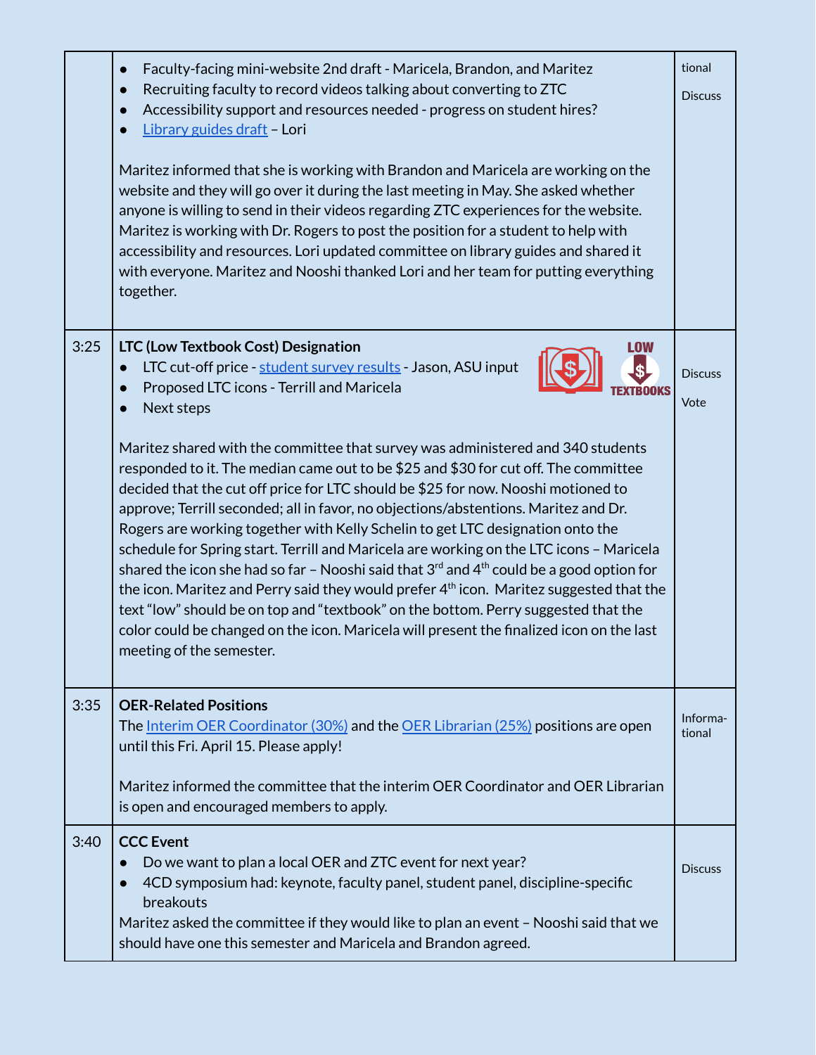| | | |
|---|---|---|
| | • Faculty-facing mini-website 2nd draft - Maricela, Brandon, and Maritez<br>• Recruiting faculty to record videos talking about converting to ZTC<br>• Accessibility support and resources needed - progress on student hires?<br>• Library guides draft – Lori<br><br>Maritez informed that she is working with Brandon and Maricela are working on the website and they will go over it during the last meeting in May. She asked whether anyone is willing to send in their videos regarding ZTC experiences for the website. Maritez is working with Dr. Rogers to post the position for a student to help with accessibility and resources. Lori updated committee on library guides and shared it with everyone. Maritez and Nooshi thanked Lori and her team for putting everything together. | tional<br><br>Discuss |
| 3:25 | **LTC (Low Textbook Cost) Designation**<br>• LTC cut-off price - student survey results - Jason, ASU input<br>• Proposed LTC icons - Terrill and Maricela<br>• Next steps<br><br>Maritez shared with the committee that survey was administered and 340 students responded to it. The median came out to be $25 and $30 for cut off. The committee decided that the cut off price for LTC should be $25 for now. Nooshi motioned to approve; Terrill seconded; all in favor, no objections/abstentions. Maritez and Dr. Rogers are working together with Kelly Schelin to get LTC designation onto the schedule for Spring start. Terrill and Maricela are working on the LTC icons – Maricela shared the icon she had so far – Nooshi said that 3rd and 4th could be a good option for the icon. Maritez and Perry said they would prefer 4th icon. Maritez suggested that the text "low" should be on top and "textbook" on the bottom. Perry suggested that the color could be changed on the icon. Maricela will present the finalized icon on the last meeting of the semester. | Discuss<br><br>Vote |
| 3:35 | **OER-Related Positions**<br>The Interim OER Coordinator (30%) and the OER Librarian (25%) positions are open until this Fri. April 15. Please apply!<br><br>Maritez informed the committee that the interim OER Coordinator and OER Librarian is open and encouraged members to apply. | Informational |
| 3:40 | **CCC Event**<br>• Do we want to plan a local OER and ZTC event for next year?<br>• 4CD symposium had: keynote, faculty panel, student panel, discipline-specific breakouts<br>Maritez asked the committee if they would like to plan an event – Nooshi said that we should have one this semester and Maricela and Brandon agreed. | Discuss |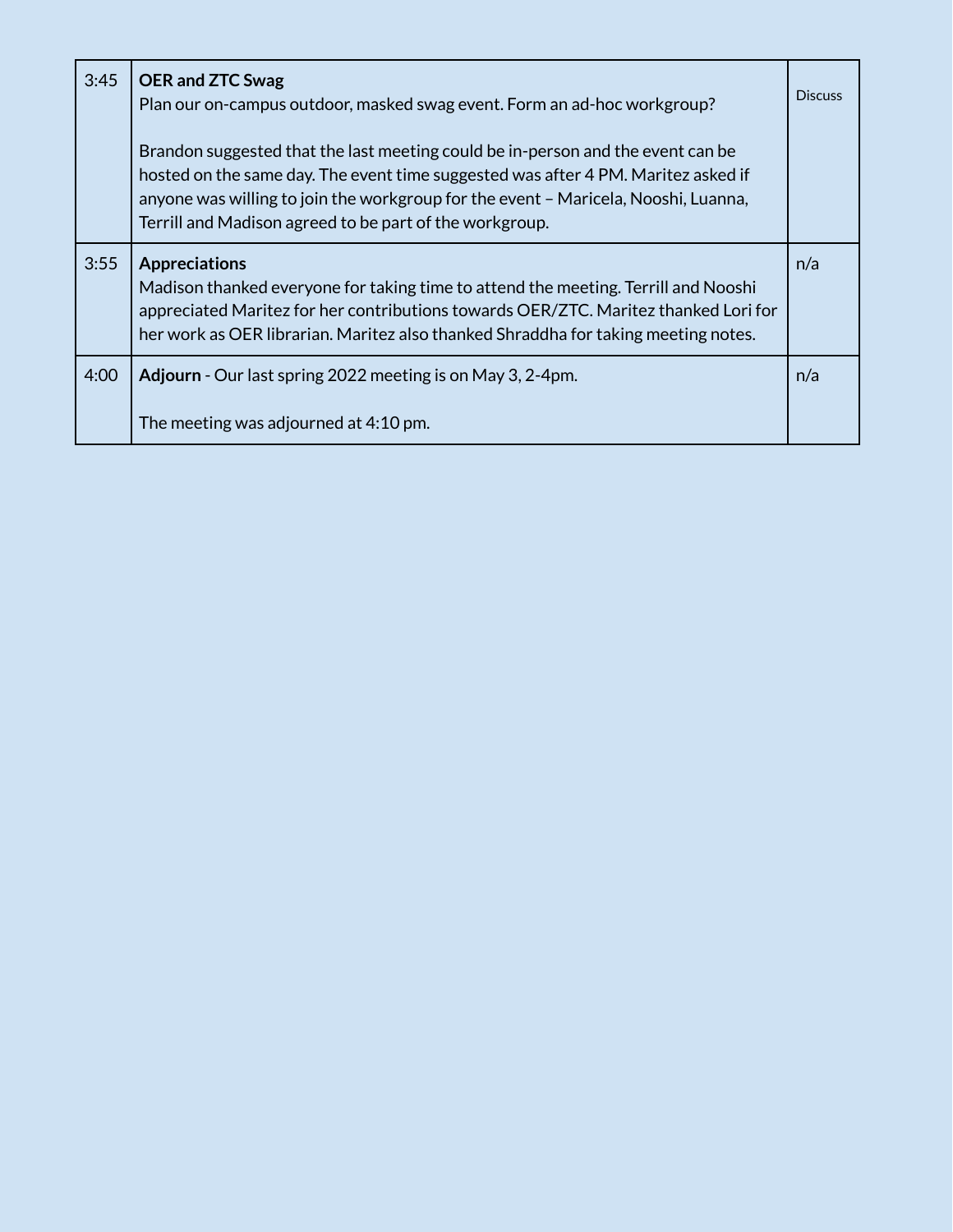| | | |
|---|---|---|
| 3:45 | **OER and ZTC Swag**<br>Plan our on-campus outdoor, masked swag event. Form an ad-hoc workgroup?<br><br>Brandon suggested that the last meeting could be in-person and the event can be hosted on the same day. The event time suggested was after 4 PM. Maritez asked if anyone was willing to join the workgroup for the event – Maricela, Nooshi, Luanna, Terrill and Madison agreed to be part of the workgroup. | Discuss |
| 3:55 | **Appreciations**<br>Madison thanked everyone for taking time to attend the meeting. Terrill and Nooshi appreciated Maritez for her contributions towards OER/ZTC. Maritez thanked Lori for her work as OER librarian. Maritez also thanked Shraddha for taking meeting notes. | n/a |
| 4:00 | **Adjourn** - Our last spring 2022 meeting is on May 3, 2-4pm.<br><br>The meeting was adjourned at 4:10 pm. | n/a |